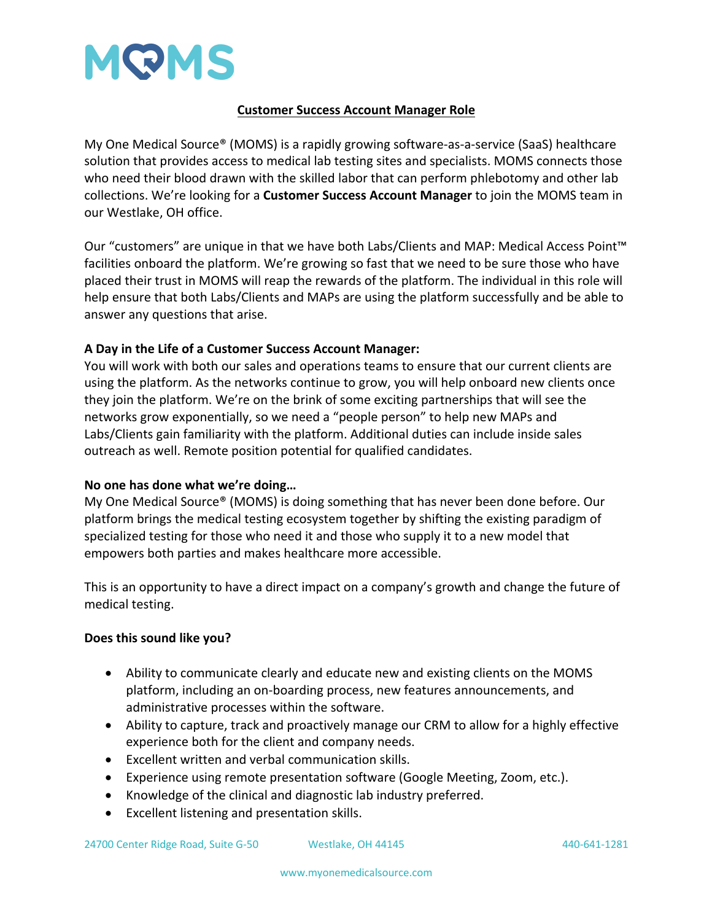# MOMS

## Customer Success Account Manager Role

My One Medical Source® (MOMS) is a rapidly growing software-as-a-service (SaaS) healthcare solution that provides access to medical lab testing sites and specialists. MOMS connects those who need their blood drawn with the skilled labor that can perform phlebotomy and other lab collections. We're looking for a **Customer Success Account Manager** to join the MOMS team in our Westlake, OH office.

Our "customers" are unique in that we have both Labs/Clients and MAP: Medical Access Point™ facilities onboard the platform. We're growing so fast that we need to be sure those who have placed their trust in MOMS will reap the rewards of the platform. The individual in this role will help ensure that both Labs/Clients and MAPs are using the platform successfully and be able to answer any questions that arise.

**A Day in the Life of a Customer Success Account Manager:**

You will work with both our sales and operations teams to ensure that our current clients are using the platform. As the networks continue to grow, you will help onboard new clients once they join the platform. We're on the brink of some exciting partnerships that will see the networks grow exponentially, so we need a "people person" to help new MAPs and Labs/Clients gain familiarity with the platform. Additional duties can include inside sales outreach as well. Remote position potential for qualified candidates.

**No one has done what we're doing…**

My One Medical Source® (MOMS) is doing something that has never been done before. Our platform brings the medical testing ecosystem together by shifting the existing paradigm of specialized testing for those who need it and those who supply it to a new model that empowers both parties and makes healthcare more accessible.

This is an opportunity to have a direct impact on a company's growth and change the future of medical testing.

**Does this sound like you?**

- Ability to communicate clearly and educate new and existing clients on the MOMS platform, including an on-boarding process, new features announcements, and administrative processes within the software.
- Ability to capture, track and proactively manage our CRM to allow for a highly effective experience both for the client and company needs.
- Excellent written and verbal communication skills.
- Experience using remote presentation software (Google Meeting, Zoom, etc.).
- Knowledge of the clinical and diagnostic lab industry preferred.
- Excellent listening and presentation skills.

24700 Center Ridge Road, Suite G-50 | Westlake, OH 44145 | 440-641-1281

www.myonemedicalsource.com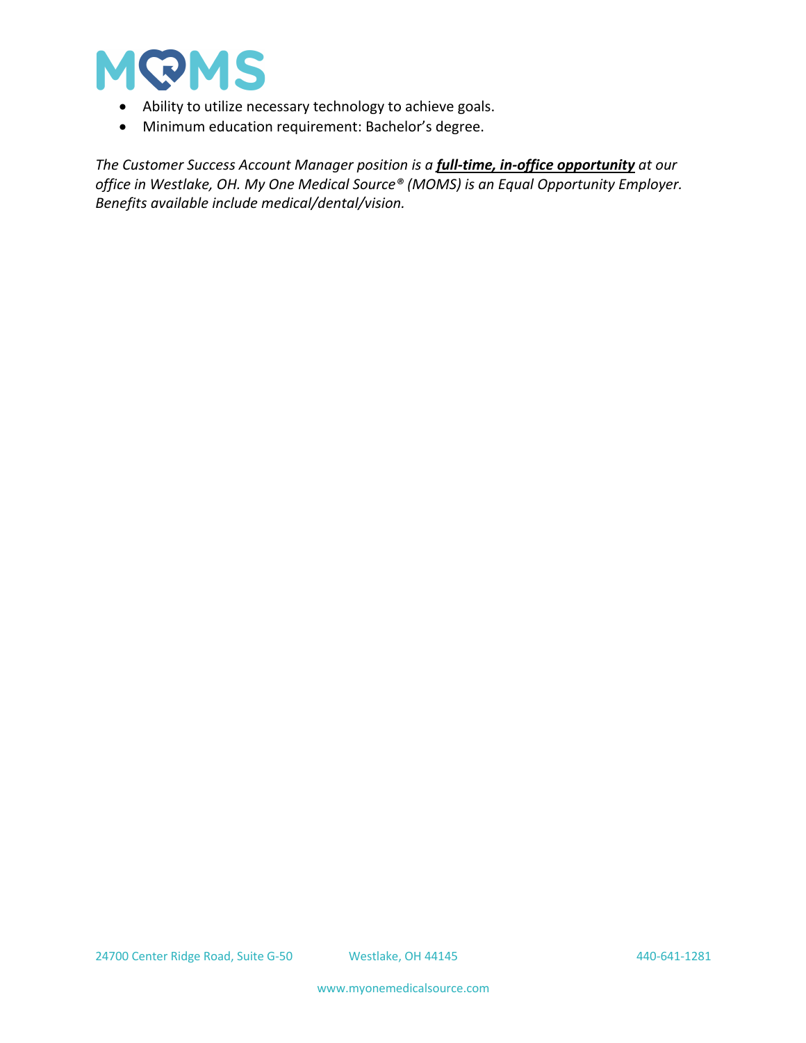- Ability to utilize necessary technology to achieve goals.
- Minimum education requirement: Bachelor's degree.

*The Customer Success Account Manager position is a **full-time, in-office opportunity** at our office in Westlake, OH. My One Medical Source® (MOMS) is an Equal Opportunity Employer. Benefits available include medical/dental/vision.*